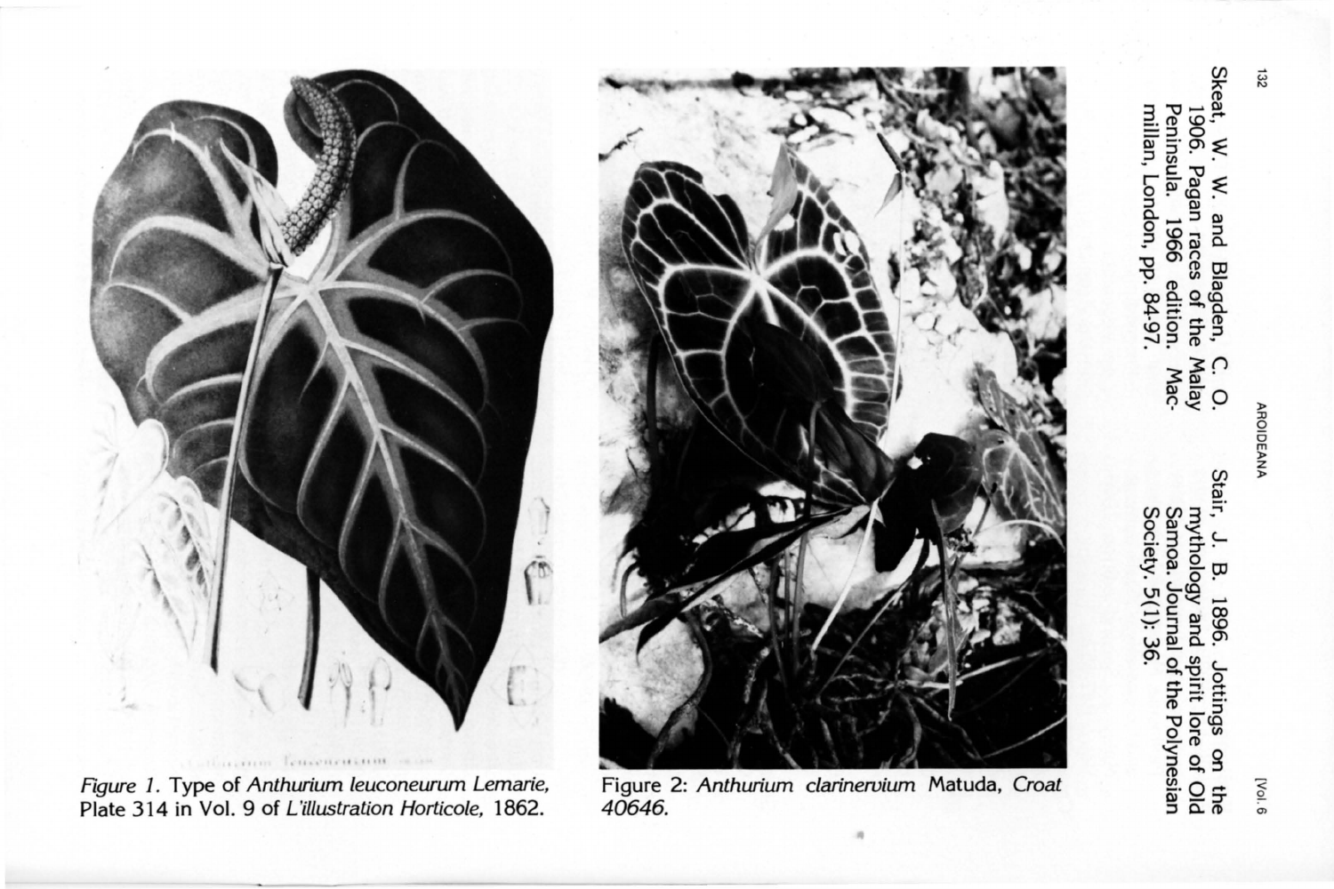Skeat, W. W. and Blagden, C. O. 1906. Pagan races of the Malay Peninsula. 1966 edition. Macmillan, London, pp. 84-97.

Stair, J. B. 1896. Jottings on the mythology and spirit lore of Old Samoa. Journal of the Polynesian Society. 5(1): 36.

*Figure 1.* Type of *Anthurium leuconeurum Lemarie*, Plate 314 in Vol. 9 of *L'illustration Horticole*, 1862.

Figure 2: *Anthurium clarinervium* Matuda, *Croat 40646.*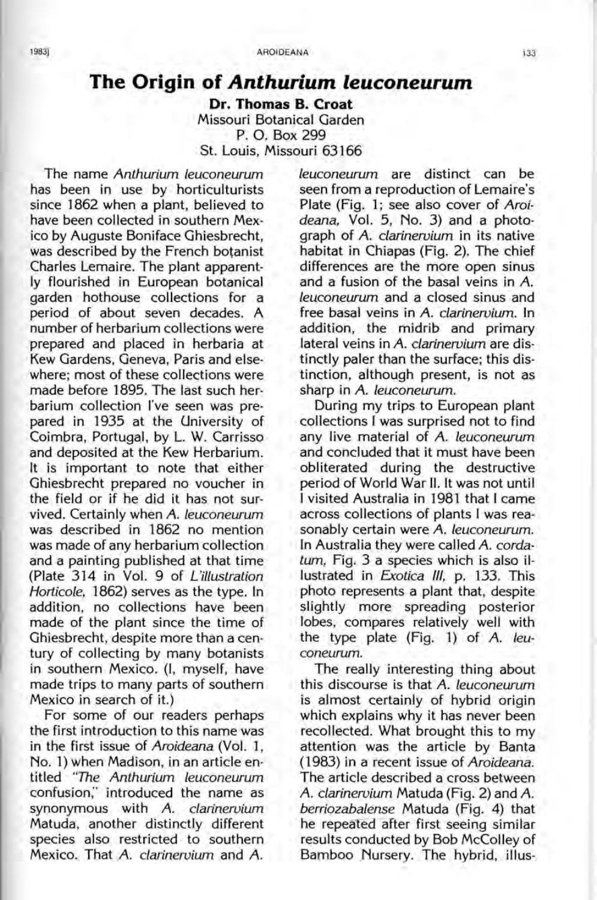# The Origin of *Anthurium leuconeurum*

**Dr. Thomas B. Croat**
Missouri Botanical Garden
P. O. Box 299
St. Louis, Missouri 63166

The name *Anthurium leuconeurum* has been in use by horticulturists since 1862 when a plant, believed to have been collected in southern Mexico by Auguste Boniface Ghiesbrecht, was described by the French botanist Charles Lemaire. The plant apparently flourished in European botanical garden hothouse collections for a period of about seven decades. A number of herbarium collections were prepared and placed in herbaria at Kew Gardens, Geneva, Paris and elsewhere; most of these collections were made before 1895. The last such herbarium collection I've seen was prepared in 1935 at the University of Coimbra, Portugal, by L. W. Carrisso and deposited at the Kew Herbarium. It is important to note that either Ghiesbrecht prepared no voucher in the field or if he did it has not survived. Certainly when *A. leuconeurum* was described in 1862 no mention was made of any herbarium collection and a painting published at that time (Plate 314 in Vol. 9 of *L'illustration Horticole*, 1862) serves as the type. In addition, no collections have been made of the plant since the time of Ghiesbrecht, despite more than a century of collecting by many botanists in southern Mexico. (I, myself, have made trips to many parts of southern Mexico in search of it.)

For some of our readers perhaps the first introduction to this name was in the first issue of *Aroideana* (Vol. 1, No. 1) when Madison, in an article entitled *"The Anthurium leuconeurum confusion,"* introduced the name as synonymous with *A. clarinervium* Matuda, another distinctly different species also restricted to southern Mexico. That *A. clarinervium* and *A. leuconeurum* are distinct can be seen from a reproduction of Lemaire's Plate (Fig. 1; see also cover of *Aroideana*, Vol. 5, No. 3) and a photograph of *A. clarinervium* in its native habitat in Chiapas (Fig. 2). The chief differences are the more open sinus and a fusion of the basal veins in *A. leuconeurum* and a closed sinus and free basal veins in *A. clarinervium*. In addition, the midrib and primary lateral veins in *A. clarinervium* are distinctly paler than the surface; this distinction, although present, is not as sharp in *A. leuconeurum*.

During my trips to European plant collections I was surprised not to find any live material of *A. leuconeurum* and concluded that it must have been obliterated during the destructive period of World War II. It was not until I visited Australia in 1981 that I came across collections of plants I was reasonably certain were *A. leuconeurum*. In Australia they were called *A. cordatum*, Fig. 3 a species which is also illustrated in *Exotica III*, p. 133. This photo represents a plant that, despite slightly more spreading posterior lobes, compares relatively well with the type plate (Fig. 1) of *A. leuconeurum*.

The really interesting thing about this discourse is that *A. leuconeurum* is almost certainly of hybrid origin which explains why it has never been recollected. What brought this to my attention was the article by Banta (1983) in a recent issue of *Aroideana*. The article described a cross between *A. clarinervium* Matuda (Fig. 2) and *A. berriozabalense* Matuda (Fig. 4) that he repeated after first seeing similar results conducted by Bob McColley of Bamboo Nursery. The hybrid, illus-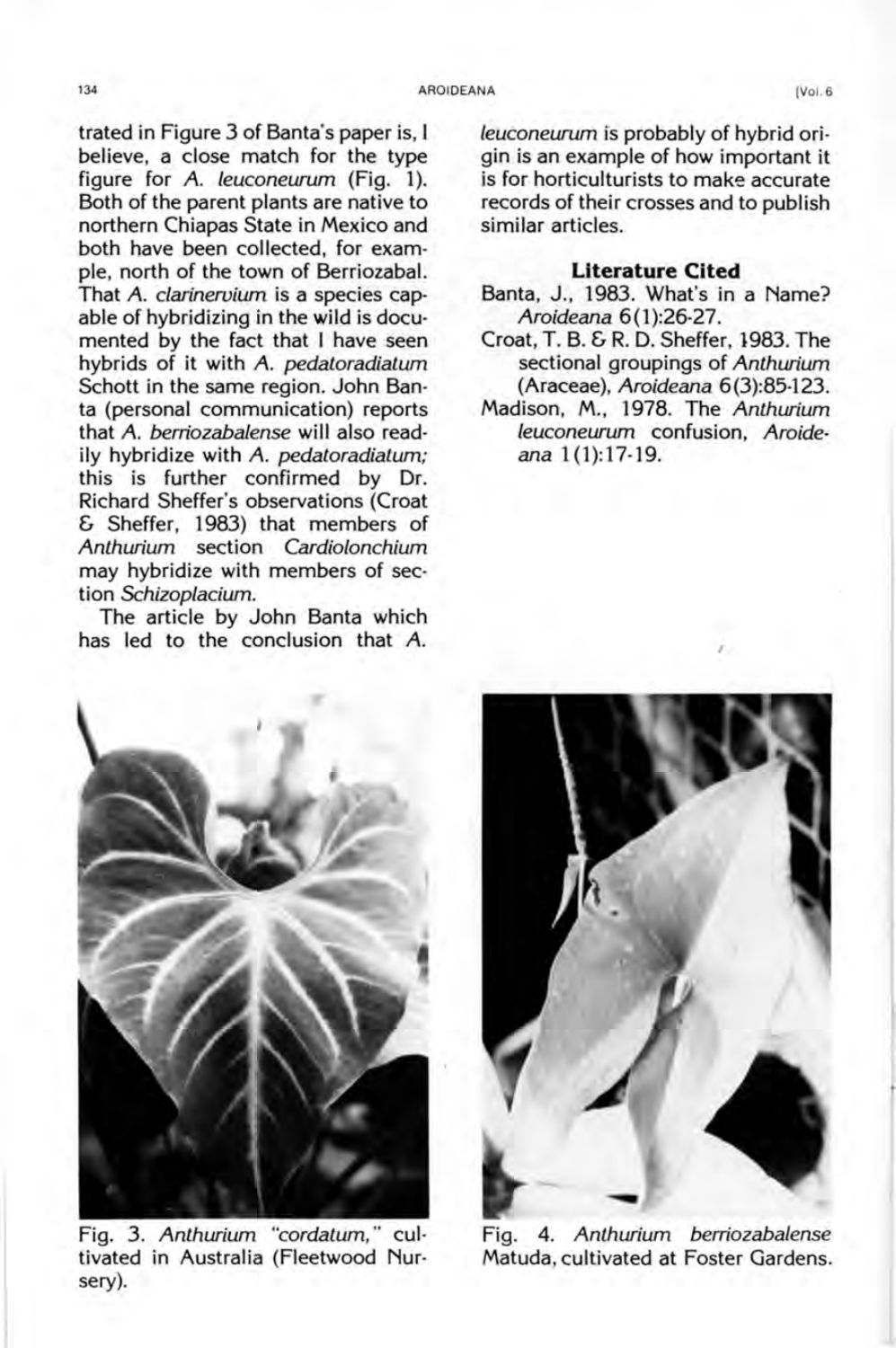trated in Figure 3 of Banta's paper is, I believe, a close match for the type figure for *A. leuconeurum* (Fig. 1). Both of the parent plants are native to northern Chiapas State in Mexico and both have been collected, for example, north of the town of Berriozabal. That *A. clarinervium* is a species capable of hybridizing in the wild is documented by the fact that I have seen hybrids of it with *A. pedatoradiatum* Schott in the same region. John Banta (personal communication) reports that *A. berriozabalense* will also readily hybridize with *A. pedatoradiatum;* this is further confirmed by Dr. Richard Sheffer's observations (Croat & Sheffer, 1983) that members of *Anthurium* section *Cardiolonchium* may hybridize with members of section *Schizoplacium.*

The article by John Banta which has led to the conclusion that *A. leuconeurum* is probably of hybrid origin is an example of how important it is for horticulturists to make accurate records of their crosses and to publish similar articles.

### Literature Cited

Banta, J., 1983. What's in a Name? *Aroideana* 6(1):26-27.

Croat, T. B. & R. D. Sheffer, 1983. The sectional groupings of *Anthurium* (Araceae), *Aroideana* 6(3):85-123.

Madison, M., 1978. The *Anthurium leuconeurum* confusion, *Aroideana* 1(1):17-19.

Fig. 3. *Anthurium* "cordatum," cultivated in Australia (Fleetwood Nursery).

Fig. 4. *Anthurium berriozabalense* Matuda, cultivated at Foster Gardens.